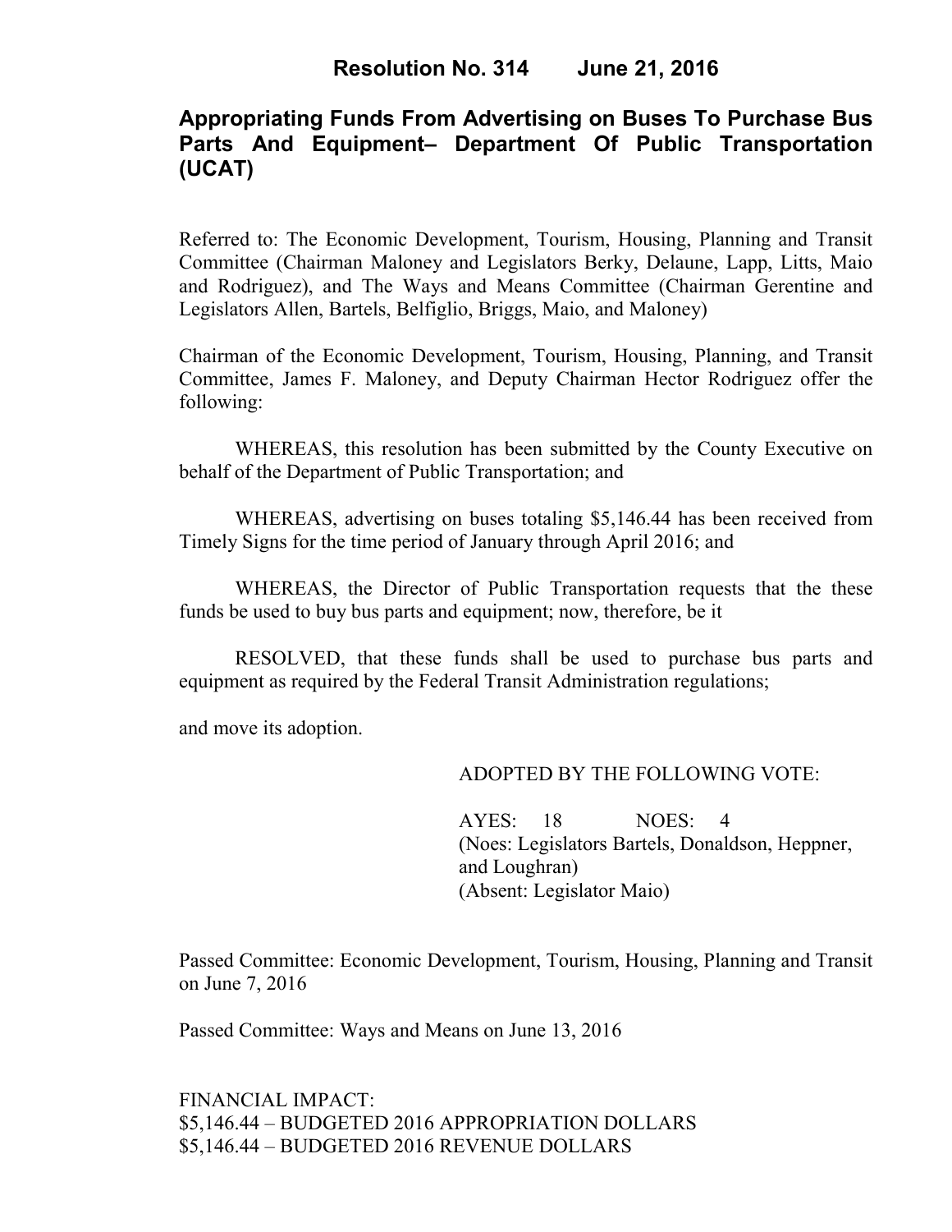# Resolution No. 314 June 21, 2016

## Appropriating Funds From Advertising on Buses To Purchase Bus Parts And Equipment– Department Of Public Transportation (UCAT)

Referred to: The Economic Development, Tourism, Housing, Planning and Transit Committee (Chairman Maloney and Legislators Berky, Delaune, Lapp, Litts, Maio and Rodriguez), and The Ways and Means Committee (Chairman Gerentine and Legislators Allen, Bartels, Belfiglio, Briggs, Maio, and Maloney)

Chairman of the Economic Development, Tourism, Housing, Planning, and Transit Committee, James F. Maloney, and Deputy Chairman Hector Rodriguez offer the following:

WHEREAS, this resolution has been submitted by the County Executive on behalf of the Department of Public Transportation; and

WHEREAS, advertising on buses totaling $5,146.44 has been received from Timely Signs for the time period of January through April 2016; and

WHEREAS, the Director of Public Transportation requests that the these funds be used to buy bus parts and equipment; now, therefore, be it

RESOLVED, that these funds shall be used to purchase bus parts and equipment as required by the Federal Transit Administration regulations;

and move its adoption.

ADOPTED BY THE FOLLOWING VOTE:

AYES: 18 NOES: 4
(Noes: Legislators Bartels, Donaldson, Heppner, and Loughran)
(Absent: Legislator Maio)

Passed Committee: Economic Development, Tourism, Housing, Planning and Transit on June 7, 2016

Passed Committee: Ways and Means on June 13, 2016

FINANCIAL IMPACT:
$5,146.44 – BUDGETED 2016 APPROPRIATION DOLLARS
$5,146.44 – BUDGETED 2016 REVENUE DOLLARS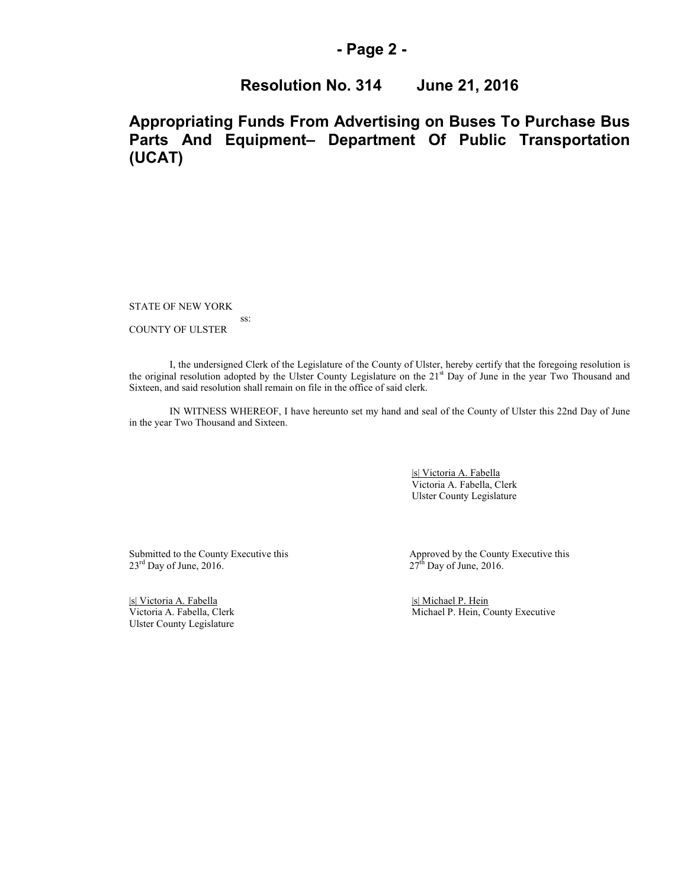**- Page 2 -**

## Resolution No. 314 June 21, 2016

## Appropriating Funds From Advertising on Buses To Purchase Bus Parts And Equipment– Department Of Public Transportation (UCAT)

STATE OF NEW YORK
ss:
COUNTY OF ULSTER

I, the undersigned Clerk of the Legislature of the County of Ulster, hereby certify that the foregoing resolution is the original resolution adopted by the Ulster County Legislature on the 21st Day of June in the year Two Thousand and Sixteen, and said resolution shall remain on file in the office of said clerk.

IN WITNESS WHEREOF, I have hereunto set my hand and seal of the County of Ulster this 22nd Day of June in the year Two Thousand and Sixteen.

|s| Victoria A. Fabella
Victoria A. Fabella, Clerk
Ulster County Legislature

Submitted to the County Executive this 23rd Day of June, 2016.

|s| Victoria A. Fabella
Victoria A. Fabella, Clerk
Ulster County Legislature

Approved by the County Executive this 27th Day of June, 2016.

|s| Michael P. Hein
Michael P. Hein, County Executive